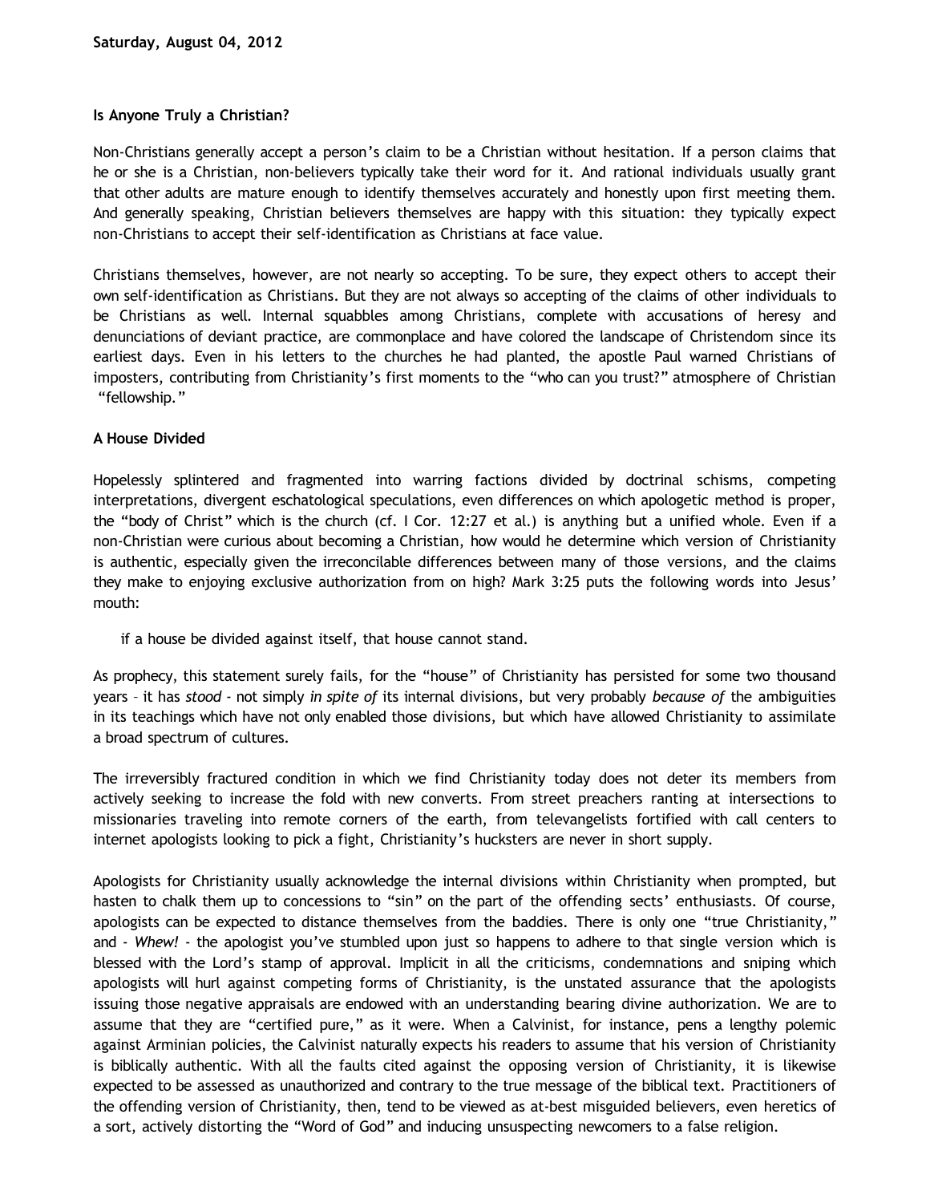**Saturday, August 04, 2012**

**Is Anyone Truly a Christian?**

Non-Christians generally accept a person's claim to be a Christian without hesitation. If a person claims that he or she is a Christian, non-believers typically take their word for it. And rational individuals usually grant that other adults are mature enough to identify themselves accurately and honestly upon first meeting them. And generally speaking, Christian believers themselves are happy with this situation: they typically expect non-Christians to accept their self-identification as Christians at face value.

Christians themselves, however, are not nearly so accepting. To be sure, they expect others to accept their own self-identification as Christians. But they are not always so accepting of the claims of other individuals to be Christians as well. Internal squabbles among Christians, complete with accusations of heresy and denunciations of deviant practice, are commonplace and have colored the landscape of Christendom since its earliest days. Even in his letters to the churches he had planted, the apostle Paul warned Christians of imposters, contributing from Christianity's first moments to the "who can you trust?" atmosphere of Christian "fellowship."

**A House Divided**

Hopelessly splintered and fragmented into warring factions divided by doctrinal schisms, competing interpretations, divergent eschatological speculations, even differences on which apologetic method is proper, the "body of Christ" which is the church (cf. I Cor. 12:27 et al.) is anything but a unified whole. Even if a non-Christian were curious about becoming a Christian, how would he determine which version of Christianity is authentic, especially given the irreconcilable differences between many of those versions, and the claims they make to enjoying exclusive authorization from on high? Mark 3:25 puts the following words into Jesus' mouth:

> if a house be divided against itself, that house cannot stand.

As prophecy, this statement surely fails, for the "house" of Christianity has persisted for some two thousand years – it has *stood* - not simply *in spite of* its internal divisions, but very probably *because of* the ambiguities in its teachings which have not only enabled those divisions, but which have allowed Christianity to assimilate a broad spectrum of cultures.

The irreversibly fractured condition in which we find Christianity today does not deter its members from actively seeking to increase the fold with new converts. From street preachers ranting at intersections to missionaries traveling into remote corners of the earth, from televangelists fortified with call centers to internet apologists looking to pick a fight, Christianity's hucksters are never in short supply.

Apologists for Christianity usually acknowledge the internal divisions within Christianity when prompted, but hasten to chalk them up to concessions to "sin" on the part of the offending sects' enthusiasts. Of course, apologists can be expected to distance themselves from the baddies. There is only one "true Christianity," and - *Whew!* - the apologist you've stumbled upon just so happens to adhere to that single version which is blessed with the Lord's stamp of approval. Implicit in all the criticisms, condemnations and sniping which apologists will hurl against competing forms of Christianity, is the unstated assurance that the apologists issuing those negative appraisals are endowed with an understanding bearing divine authorization. We are to assume that they are "certified pure," as it were. When a Calvinist, for instance, pens a lengthy polemic against Arminian policies, the Calvinist naturally expects his readers to assume that his version of Christianity is biblically authentic. With all the faults cited against the opposing version of Christianity, it is likewise expected to be assessed as unauthorized and contrary to the true message of the biblical text. Practitioners of the offending version of Christianity, then, tend to be viewed as at-best misguided believers, even heretics of a sort, actively distorting the "Word of God" and inducing unsuspecting newcomers to a false religion.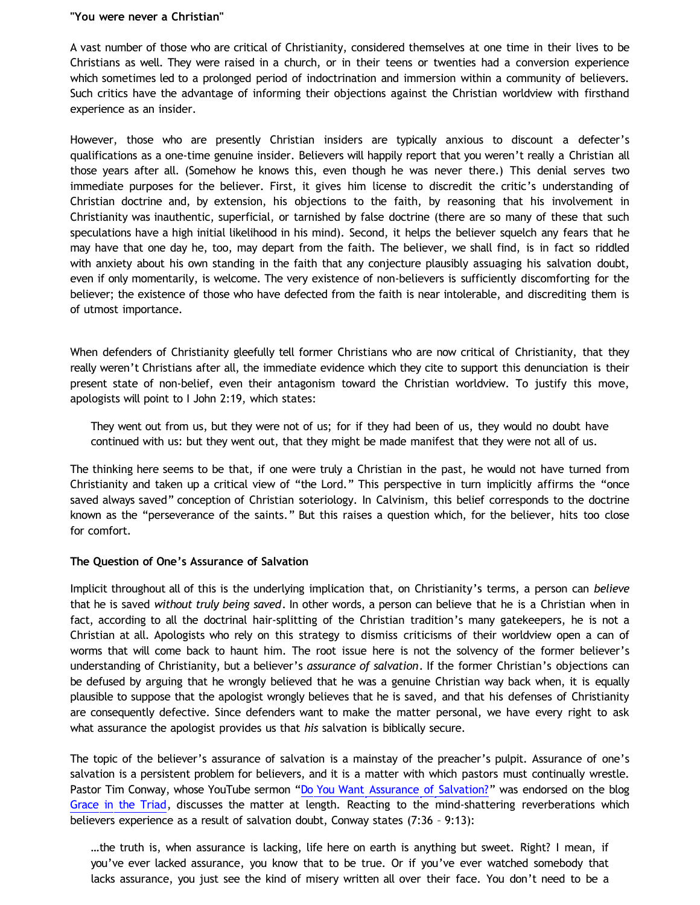**"You were never a Christian"**

A vast number of those who are critical of Christianity, considered themselves at one time in their lives to be Christians as well. They were raised in a church, or in their teens or twenties had a conversion experience which sometimes led to a prolonged period of indoctrination and immersion within a community of believers. Such critics have the advantage of informing their objections against the Christian worldview with firsthand experience as an insider.

However, those who are presently Christian insiders are typically anxious to discount a defecter's qualifications as a one-time genuine insider. Believers will happily report that you weren't really a Christian all those years after all. (Somehow he knows this, even though he was never there.) This denial serves two immediate purposes for the believer. First, it gives him license to discredit the critic's understanding of Christian doctrine and, by extension, his objections to the faith, by reasoning that his involvement in Christianity was inauthentic, superficial, or tarnished by false doctrine (there are so many of these that such speculations have a high initial likelihood in his mind). Second, it helps the believer squelch any fears that he may have that one day he, too, may depart from the faith. The believer, we shall find, is in fact so riddled with anxiety about his own standing in the faith that any conjecture plausibly assuaging his salvation doubt, even if only momentarily, is welcome. The very existence of non-believers is sufficiently discomforting for the believer; the existence of those who have defected from the faith is near intolerable, and discrediting them is of utmost importance.

When defenders of Christianity gleefully tell former Christians who are now critical of Christianity, that they really weren't Christians after all, the immediate evidence which they cite to support this denunciation is their present state of non-belief, even their antagonism toward the Christian worldview. To justify this move, apologists will point to I John 2:19, which states:

> They went out from us, but they were not of us; for if they had been of us, they would no doubt have continued with us: but they went out, that they might be made manifest that they were not all of us.

The thinking here seems to be that, if one were truly a Christian in the past, he would not have turned from Christianity and taken up a critical view of "the Lord." This perspective in turn implicitly affirms the "once saved always saved" conception of Christian soteriology. In Calvinism, this belief corresponds to the doctrine known as the "perseverance of the saints." But this raises a question which, for the believer, hits too close for comfort.

**The Question of One's Assurance of Salvation**

Implicit throughout all of this is the underlying implication that, on Christianity's terms, a person can *believe* that he is saved *without truly being saved*. In other words, a person can believe that he is a Christian when in fact, according to all the doctrinal hair-splitting of the Christian tradition's many gatekeepers, he is not a Christian at all. Apologists who rely on this strategy to dismiss criticisms of their worldview open a can of worms that will come back to haunt him. The root issue here is not the solvency of the former believer's understanding of Christianity, but a believer's *assurance of salvation*. If the former Christian's objections can be defused by arguing that he wrongly believed that he was a genuine Christian way back when, it is equally plausible to suppose that the apologist wrongly believes that he is saved, and that his defenses of Christianity are consequently defective. Since defenders want to make the matter personal, we have every right to ask what assurance the apologist provides us that *his* salvation is biblically secure.

The topic of the believer's assurance of salvation is a mainstay of the preacher's pulpit. Assurance of one's salvation is a persistent problem for believers, and it is a matter with which pastors must continually wrestle. Pastor Tim Conway, whose YouTube sermon "Do You Want Assurance of Salvation?" was endorsed on the blog Grace in the Triad, discusses the matter at length. Reacting to the mind-shattering reverberations which believers experience as a result of salvation doubt, Conway states (7:36 – 9:13):

> …the truth is, when assurance is lacking, life here on earth is anything but sweet. Right? I mean, if you've ever lacked assurance, you know that to be true. Or if you've ever watched somebody that lacks assurance, you just see the kind of misery written all over their face. You don't need to be a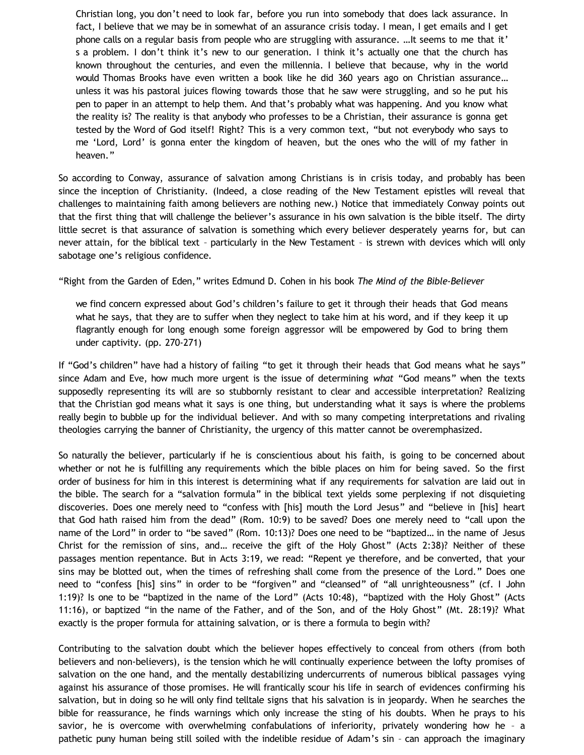> Christian long, you don't need to look far, before you run into somebody that does lack assurance. In fact, I believe that we may be in somewhat of an assurance crisis today. I mean, I get emails and I get phone calls on a regular basis from people who are struggling with assurance. …It seems to me that it's a problem. I don't think it's new to our generation. I think it's actually one that the church has known throughout the centuries, and even the millennia. I believe that because, why in the world would Thomas Brooks have even written a book like he did 360 years ago on Christian assurance… unless it was his pastoral juices flowing towards those that he saw were struggling, and so he put his pen to paper in an attempt to help them. And that's probably what was happening. And you know what the reality is? The reality is that anybody who professes to be a Christian, their assurance is gonna get tested by the Word of God itself! Right? This is a very common text, "but not everybody who says to me 'Lord, Lord' is gonna enter the kingdom of heaven, but the ones who the will of my father in heaven."

So according to Conway, assurance of salvation among Christians is in crisis today, and probably has been since the inception of Christianity. (Indeed, a close reading of the New Testament epistles will reveal that challenges to maintaining faith among believers are nothing new.) Notice that immediately Conway points out that the first thing that will challenge the believer's assurance in his own salvation is the bible itself. The dirty little secret is that assurance of salvation is something which every believer desperately yearns for, but can never attain, for the biblical text – particularly in the New Testament – is strewn with devices which will only sabotage one's religious confidence.

"Right from the Garden of Eden," writes Edmund D. Cohen in his book *The Mind of the Bible-Believer*

> we find concern expressed about God's children's failure to get it through their heads that God means what he says, that they are to suffer when they neglect to take him at his word, and if they keep it up flagrantly enough for long enough some foreign aggressor will be empowered by God to bring them under captivity. (pp. 270-271)

If "God's children" have had a history of failing "to get it through their heads that God means what he says" since Adam and Eve, how much more urgent is the issue of determining *what* "God means" when the texts supposedly representing its will are so stubbornly resistant to clear and accessible interpretation? Realizing that the Christian god means what it says is one thing, but understanding what it says is where the problems really begin to bubble up for the individual believer. And with so many competing interpretations and rivaling theologies carrying the banner of Christianity, the urgency of this matter cannot be overemphasized.

So naturally the believer, particularly if he is conscientious about his faith, is going to be concerned about whether or not he is fulfilling any requirements which the bible places on him for being saved. So the first order of business for him in this interest is determining what if any requirements for salvation are laid out in the bible. The search for a "salvation formula" in the biblical text yields some perplexing if not disquieting discoveries. Does one merely need to "confess with [his] mouth the Lord Jesus" and "believe in [his] heart that God hath raised him from the dead" (Rom. 10:9) to be saved? Does one merely need to "call upon the name of the Lord" in order to "be saved" (Rom. 10:13)? Does one need to be "baptized… in the name of Jesus Christ for the remission of sins, and… receive the gift of the Holy Ghost" (Acts 2:38)? Neither of these passages mention repentance. But in Acts 3:19, we read: "Repent ye therefore, and be converted, that your sins may be blotted out, when the times of refreshing shall come from the presence of the Lord." Does one need to "confess [his] sins" in order to be "forgiven" and "cleansed" of "all unrighteousness" (cf. I John 1:19)? Is one to be "baptized in the name of the Lord" (Acts 10:48), "baptized with the Holy Ghost" (Acts 11:16), or baptized "in the name of the Father, and of the Son, and of the Holy Ghost" (Mt. 28:19)? What exactly is the proper formula for attaining salvation, or is there a formula to begin with?

Contributing to the salvation doubt which the believer hopes effectively to conceal from others (from both believers and non-believers), is the tension which he will continually experience between the lofty promises of salvation on the one hand, and the mentally destabilizing undercurrents of numerous biblical passages vying against his assurance of those promises. He will frantically scour his life in search of evidences confirming his salvation, but in doing so he will only find telltale signs that his salvation is in jeopardy. When he searches the bible for reassurance, he finds warnings which only increase the sting of his doubts. When he prays to his savior, he is overcome with overwhelming confabulations of inferiority, privately wondering how he – a pathetic puny human being still soiled with the indelible residue of Adam's sin – can approach the imaginary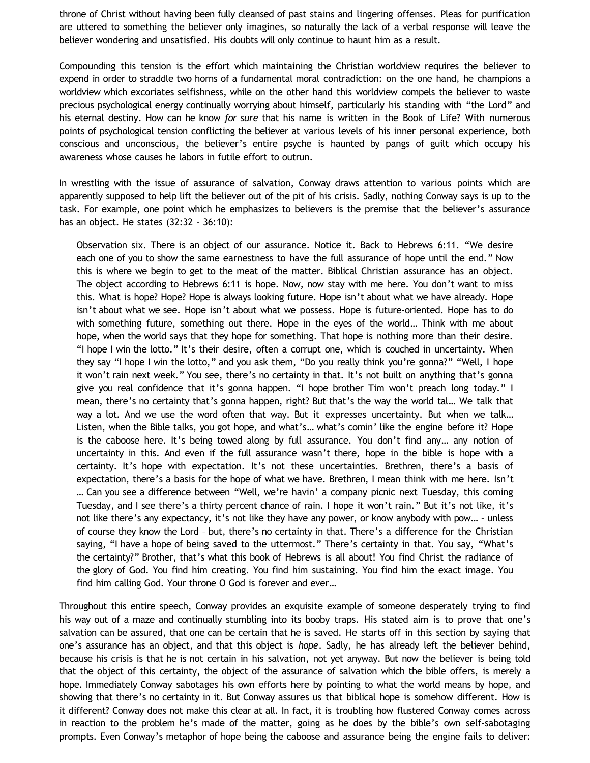throne of Christ without having been fully cleansed of past stains and lingering offenses. Pleas for purification are uttered to something the believer only imagines, so naturally the lack of a verbal response will leave the believer wondering and unsatisfied. His doubts will only continue to haunt him as a result.

Compounding this tension is the effort which maintaining the Christian worldview requires the believer to expend in order to straddle two horns of a fundamental moral contradiction: on the one hand, he champions a worldview which excoriates selfishness, while on the other hand this worldview compels the believer to waste precious psychological energy continually worrying about himself, particularly his standing with "the Lord" and his eternal destiny. How can he know *for sure* that his name is written in the Book of Life? With numerous points of psychological tension conflicting the believer at various levels of his inner personal experience, both conscious and unconscious, the believer's entire psyche is haunted by pangs of guilt which occupy his awareness whose causes he labors in futile effort to outrun.

In wrestling with the issue of assurance of salvation, Conway draws attention to various points which are apparently supposed to help lift the believer out of the pit of his crisis. Sadly, nothing Conway says is up to the task. For example, one point which he emphasizes to believers is the premise that the believer's assurance has an object. He states (32:32 – 36:10):

> Observation six. There is an object of our assurance. Notice it. Back to Hebrews 6:11. "We desire each one of you to show the same earnestness to have the full assurance of hope until the end." Now this is where we begin to get to the meat of the matter. Biblical Christian assurance has an object. The object according to Hebrews 6:11 is hope. Now, now stay with me here. You don't want to miss this. What is hope? Hope? Hope is always looking future. Hope isn't about what we have already. Hope isn't about what we see. Hope isn't about what we possess. Hope is future-oriented. Hope has to do with something future, something out there. Hope in the eyes of the world… Think with me about hope, when the world says that they hope for something. That hope is nothing more than their desire. "I hope I win the lotto." It's their desire, often a corrupt one, which is couched in uncertainty. When they say "I hope I win the lotto," and you ask them, "Do you really think you're gonna?" "Well, I hope it won't rain next week." You see, there's no certainty in that. It's not built on anything that's gonna give you real confidence that it's gonna happen. "I hope brother Tim won't preach long today." I mean, there's no certainty that's gonna happen, right? But that's the way the world tal… We talk that way a lot. And we use the word often that way. But it expresses uncertainty. But when we talk… Listen, when the Bible talks, you got hope, and what's… what's comin' like the engine before it? Hope is the caboose here. It's being towed along by full assurance. You don't find any… any notion of uncertainty in this. And even if the full assurance wasn't there, hope in the bible is hope with a certainty. It's hope with expectation. It's not these uncertainties. Brethren, there's a basis of expectation, there's a basis for the hope of what we have. Brethren, I mean think with me here. Isn't … Can you see a difference between "Well, we're havin' a company picnic next Tuesday, this coming Tuesday, and I see there's a thirty percent chance of rain. I hope it won't rain." But it's not like, it's not like there's any expectancy, it's not like they have any power, or know anybody with pow… – unless of course they know the Lord – but, there's no certainty in that. There's a difference for the Christian saying, "I have a hope of being saved to the uttermost." There's certainty in that. You say, "What's the certainty?" Brother, that's what this book of Hebrews is all about! You find Christ the radiance of the glory of God. You find him creating. You find him sustaining. You find him the exact image. You find him calling God. Your throne O God is forever and ever…

Throughout this entire speech, Conway provides an exquisite example of someone desperately trying to find his way out of a maze and continually stumbling into its booby traps. His stated aim is to prove that one's salvation can be assured, that one can be certain that he is saved. He starts off in this section by saying that one's assurance has an object, and that this object is *hope*. Sadly, he has already left the believer behind, because his crisis is that he is not certain in his salvation, not yet anyway. But now the believer is being told that the object of this certainty, the object of the assurance of salvation which the bible offers, is merely a hope. Immediately Conway sabotages his own efforts here by pointing to what the world means by hope, and showing that there's no certainty in it. But Conway assures us that biblical hope is somehow different. How is it different? Conway does not make this clear at all. In fact, it is troubling how flustered Conway comes across in reaction to the problem he's made of the matter, going as he does by the bible's own self-sabotaging prompts. Even Conway's metaphor of hope being the caboose and assurance being the engine fails to deliver: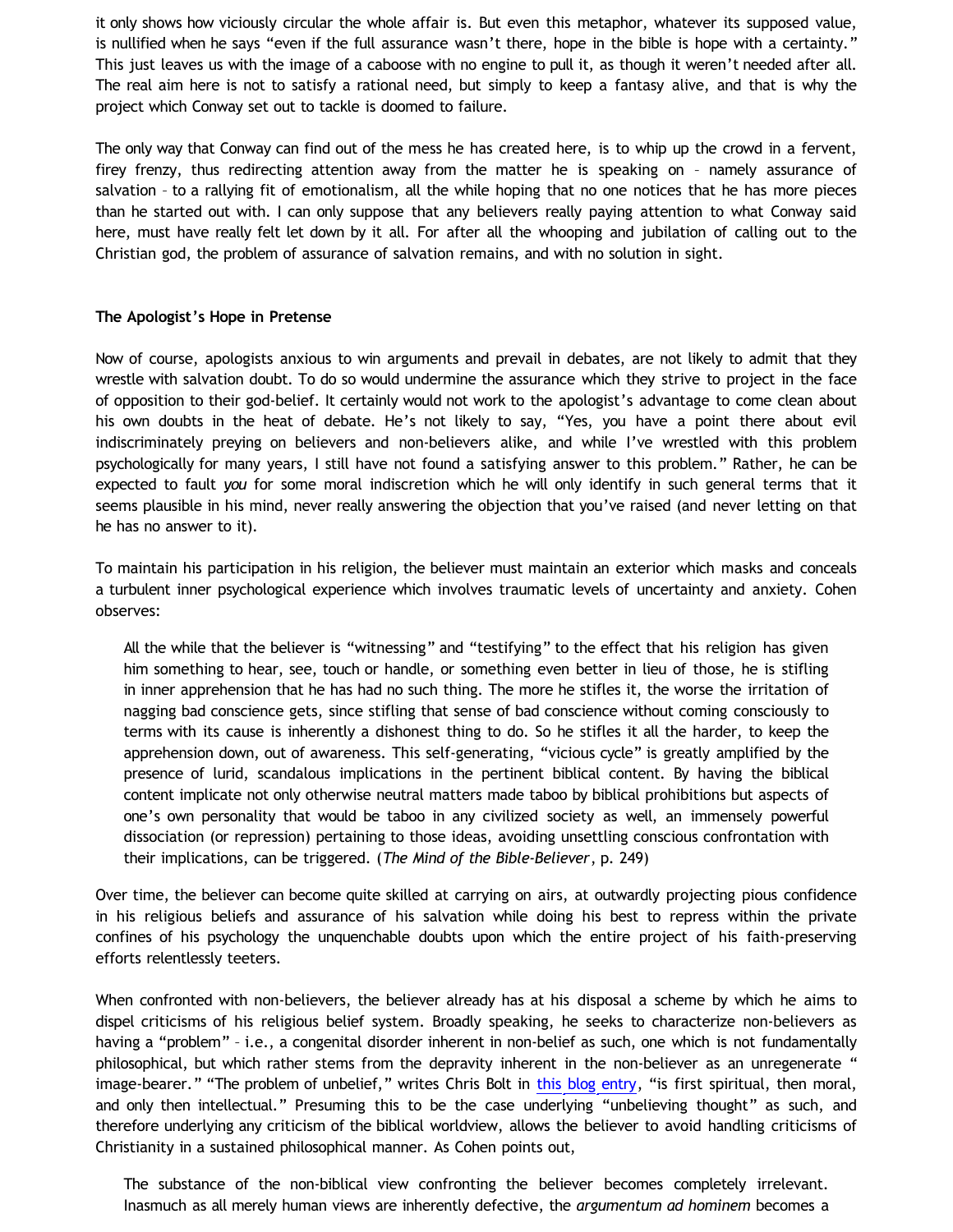it only shows how viciously circular the whole affair is. But even this metaphor, whatever its supposed value, is nullified when he says "even if the full assurance wasn't there, hope in the bible is hope with a certainty." This just leaves us with the image of a caboose with no engine to pull it, as though it weren't needed after all. The real aim here is not to satisfy a rational need, but simply to keep a fantasy alive, and that is why the project which Conway set out to tackle is doomed to failure.

The only way that Conway can find out of the mess he has created here, is to whip up the crowd in a fervent, firey frenzy, thus redirecting attention away from the matter he is speaking on – namely assurance of salvation – to a rallying fit of emotionalism, all the while hoping that no one notices that he has more pieces than he started out with. I can only suppose that any believers really paying attention to what Conway said here, must have really felt let down by it all. For after all the whooping and jubilation of calling out to the Christian god, the problem of assurance of salvation remains, and with no solution in sight.

**The Apologist's Hope in Pretense**

Now of course, apologists anxious to win arguments and prevail in debates, are not likely to admit that they wrestle with salvation doubt. To do so would undermine the assurance which they strive to project in the face of opposition to their god-belief. It certainly would not work to the apologist's advantage to come clean about his own doubts in the heat of debate. He's not likely to say, "Yes, you have a point there about evil indiscriminately preying on believers and non-believers alike, and while I've wrestled with this problem psychologically for many years, I still have not found a satisfying answer to this problem." Rather, he can be expected to fault *you* for some moral indiscretion which he will only identify in such general terms that it seems plausible in his mind, never really answering the objection that you've raised (and never letting on that he has no answer to it).

To maintain his participation in his religion, the believer must maintain an exterior which masks and conceals a turbulent inner psychological experience which involves traumatic levels of uncertainty and anxiety. Cohen observes:

> All the while that the believer is "witnessing" and "testifying" to the effect that his religion has given him something to hear, see, touch or handle, or something even better in lieu of those, he is stifling in inner apprehension that he has had no such thing. The more he stifles it, the worse the irritation of nagging bad conscience gets, since stifling that sense of bad conscience without coming consciously to terms with its cause is inherently a dishonest thing to do. So he stifles it all the harder, to keep the apprehension down, out of awareness. This self-generating, "vicious cycle" is greatly amplified by the presence of lurid, scandalous implications in the pertinent biblical content. By having the biblical content implicate not only otherwise neutral matters made taboo by biblical prohibitions but aspects of one's own personality that would be taboo in any civilized society as well, an immensely powerful dissociation (or repression) pertaining to those ideas, avoiding unsettling conscious confrontation with their implications, can be triggered. (*The Mind of the Bible-Believer*, p. 249)

Over time, the believer can become quite skilled at carrying on airs, at outwardly projecting pious confidence in his religious beliefs and assurance of his salvation while doing his best to repress within the private confines of his psychology the unquenchable doubts upon which the entire project of his faith-preserving efforts relentlessly teeters.

When confronted with non-believers, the believer already has at his disposal a scheme by which he aims to dispel criticisms of his religious belief system. Broadly speaking, he seeks to characterize non-believers as having a "problem" – i.e., a congenital disorder inherent in non-belief as such, one which is not fundamentally philosophical, but which rather stems from the depravity inherent in the non-believer as an unregenerate "image-bearer." "The problem of unbelief," writes Chris Bolt in this blog entry, "is first spiritual, then moral, and only then intellectual." Presuming this to be the case underlying "unbelieving thought" as such, and therefore underlying any criticism of the biblical worldview, allows the believer to avoid handling criticisms of Christianity in a sustained philosophical manner. As Cohen points out,

> The substance of the non-biblical view confronting the believer becomes completely irrelevant. Inasmuch as all merely human views are inherently defective, the *argumentum ad hominem* becomes a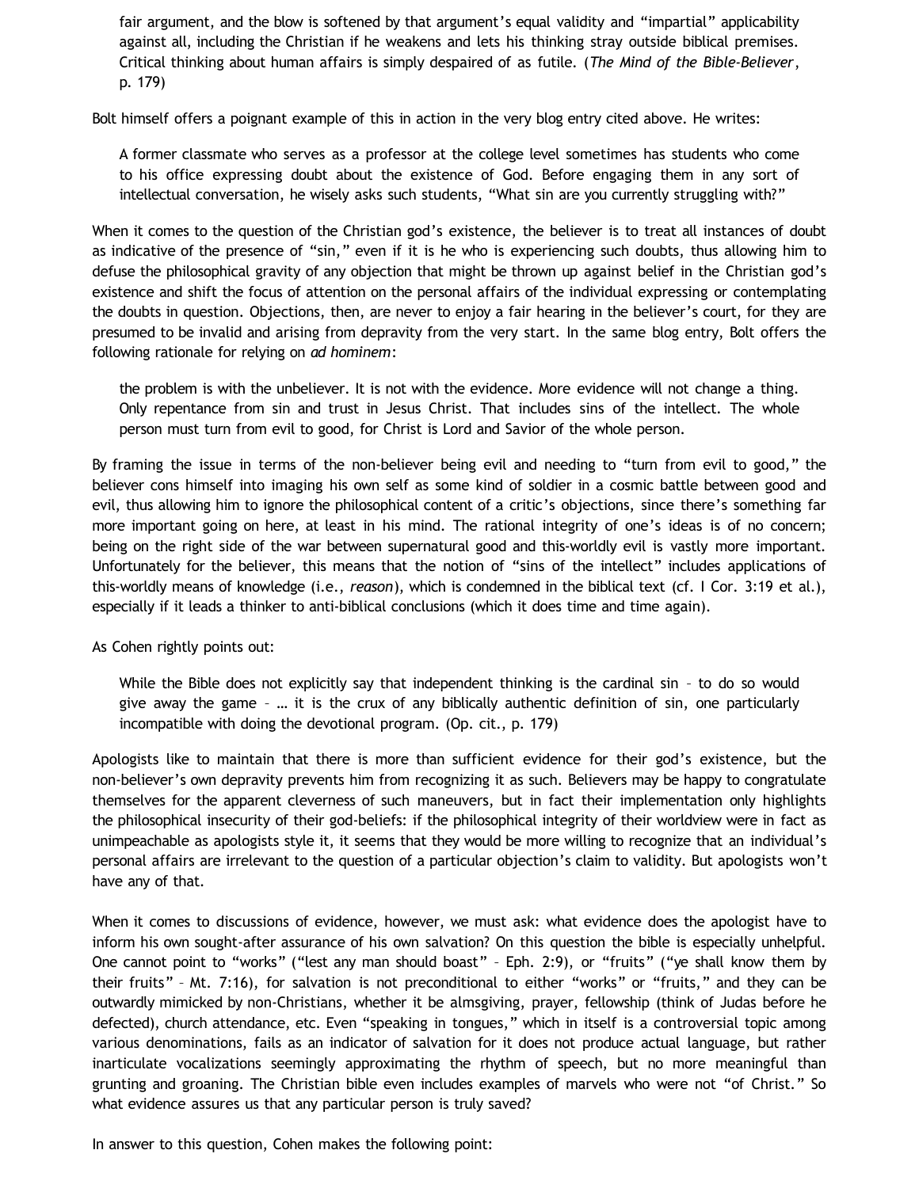> fair argument, and the blow is softened by that argument's equal validity and "impartial" applicability against all, including the Christian if he weakens and lets his thinking stray outside biblical premises. Critical thinking about human affairs is simply despaired of as futile. (*The Mind of the Bible-Believer*, p. 179)

Bolt himself offers a poignant example of this in action in the very blog entry cited above. He writes:

> A former classmate who serves as a professor at the college level sometimes has students who come to his office expressing doubt about the existence of God. Before engaging them in any sort of intellectual conversation, he wisely asks such students, "What sin are you currently struggling with?"

When it comes to the question of the Christian god's existence, the believer is to treat all instances of doubt as indicative of the presence of "sin," even if it is he who is experiencing such doubts, thus allowing him to defuse the philosophical gravity of any objection that might be thrown up against belief in the Christian god's existence and shift the focus of attention on the personal affairs of the individual expressing or contemplating the doubts in question. Objections, then, are never to enjoy a fair hearing in the believer's court, for they are presumed to be invalid and arising from depravity from the very start. In the same blog entry, Bolt offers the following rationale for relying on *ad hominem*:

> the problem is with the unbeliever. It is not with the evidence. More evidence will not change a thing. Only repentance from sin and trust in Jesus Christ. That includes sins of the intellect. The whole person must turn from evil to good, for Christ is Lord and Savior of the whole person.

By framing the issue in terms of the non-believer being evil and needing to "turn from evil to good," the believer cons himself into imaging his own self as some kind of soldier in a cosmic battle between good and evil, thus allowing him to ignore the philosophical content of a critic's objections, since there's something far more important going on here, at least in his mind. The rational integrity of one's ideas is of no concern; being on the right side of the war between supernatural good and this-worldly evil is vastly more important. Unfortunately for the believer, this means that the notion of "sins of the intellect" includes applications of this-worldly means of knowledge (i.e., *reason*), which is condemned in the biblical text (cf. I Cor. 3:19 et al.), especially if it leads a thinker to anti-biblical conclusions (which it does time and time again).

As Cohen rightly points out:

> While the Bible does not explicitly say that independent thinking is the cardinal sin – to do so would give away the game – … it is the crux of any biblically authentic definition of sin, one particularly incompatible with doing the devotional program. (Op. cit., p. 179)

Apologists like to maintain that there is more than sufficient evidence for their god's existence, but the non-believer's own depravity prevents him from recognizing it as such. Believers may be happy to congratulate themselves for the apparent cleverness of such maneuvers, but in fact their implementation only highlights the philosophical insecurity of their god-beliefs: if the philosophical integrity of their worldview were in fact as unimpeachable as apologists style it, it seems that they would be more willing to recognize that an individual's personal affairs are irrelevant to the question of a particular objection's claim to validity. But apologists won't have any of that.

When it comes to discussions of evidence, however, we must ask: what evidence does the apologist have to inform his own sought-after assurance of his own salvation? On this question the bible is especially unhelpful. One cannot point to "works" ("lest any man should boast" – Eph. 2:9), or "fruits" ("ye shall know them by their fruits" – Mt. 7:16), for salvation is not preconditional to either "works" or "fruits," and they can be outwardly mimicked by non-Christians, whether it be almsgiving, prayer, fellowship (think of Judas before he defected), church attendance, etc. Even "speaking in tongues," which in itself is a controversial topic among various denominations, fails as an indicator of salvation for it does not produce actual language, but rather inarticulate vocalizations seemingly approximating the rhythm of speech, but no more meaningful than grunting and groaning. The Christian bible even includes examples of marvels who were not "of Christ." So what evidence assures us that any particular person is truly saved?

In answer to this question, Cohen makes the following point: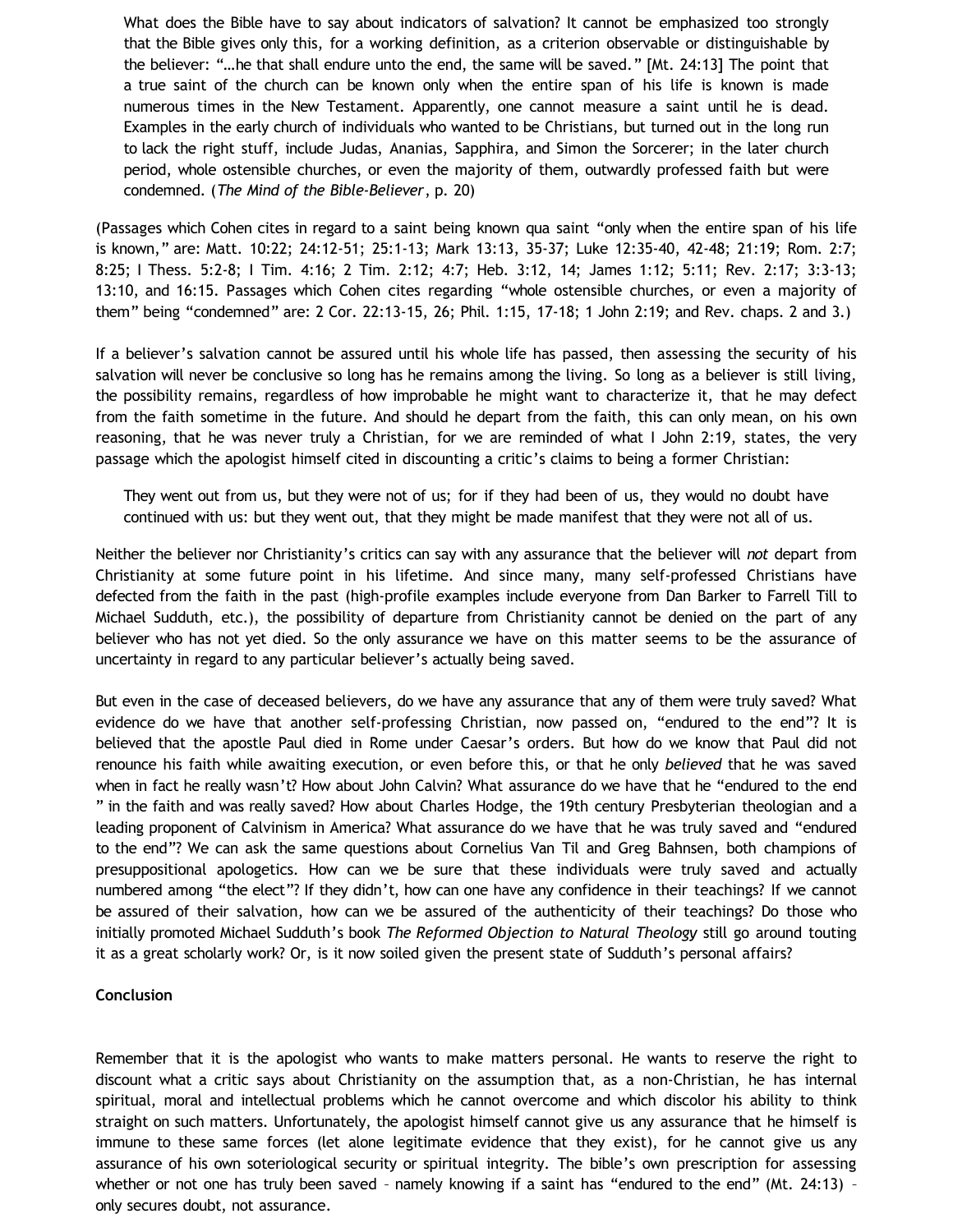> What does the Bible have to say about indicators of salvation? It cannot be emphasized too strongly that the Bible gives only this, for a working definition, as a criterion observable or distinguishable by the believer: "…he that shall endure unto the end, the same will be saved." [Mt. 24:13] The point that a true saint of the church can be known only when the entire span of his life is known is made numerous times in the New Testament. Apparently, one cannot measure a saint until he is dead. Examples in the early church of individuals who wanted to be Christians, but turned out in the long run to lack the right stuff, include Judas, Ananias, Sapphira, and Simon the Sorcerer; in the later church period, whole ostensible churches, or even the majority of them, outwardly professed faith but were condemned. (*The Mind of the Bible-Believer*, p. 20)

(Passages which Cohen cites in regard to a saint being known qua saint "only when the entire span of his life is known," are: Matt. 10:22; 24:12-51; 25:1-13; Mark 13:13, 35-37; Luke 12:35-40, 42-48; 21:19; Rom. 2:7; 8:25; I Thess. 5:2-8; I Tim. 4:16; 2 Tim. 2:12; 4:7; Heb. 3:12, 14; James 1:12; 5:11; Rev. 2:17; 3:3-13; 13:10, and 16:15. Passages which Cohen cites regarding "whole ostensible churches, or even a majority of them" being "condemned" are: 2 Cor. 22:13-15, 26; Phil. 1:15, 17-18; 1 John 2:19; and Rev. chaps. 2 and 3.)

If a believer's salvation cannot be assured until his whole life has passed, then assessing the security of his salvation will never be conclusive so long has he remains among the living. So long as a believer is still living, the possibility remains, regardless of how improbable he might want to characterize it, that he may defect from the faith sometime in the future. And should he depart from the faith, this can only mean, on his own reasoning, that he was never truly a Christian, for we are reminded of what I John 2:19, states, the very passage which the apologist himself cited in discounting a critic's claims to being a former Christian:

> They went out from us, but they were not of us; for if they had been of us, they would no doubt have continued with us: but they went out, that they might be made manifest that they were not all of us.

Neither the believer nor Christianity's critics can say with any assurance that the believer will *not* depart from Christianity at some future point in his lifetime. And since many, many self-professed Christians have defected from the faith in the past (high-profile examples include everyone from Dan Barker to Farrell Till to Michael Sudduth, etc.), the possibility of departure from Christianity cannot be denied on the part of any believer who has not yet died. So the only assurance we have on this matter seems to be the assurance of uncertainty in regard to any particular believer's actually being saved.

But even in the case of deceased believers, do we have any assurance that any of them were truly saved? What evidence do we have that another self-professing Christian, now passed on, "endured to the end"? It is believed that the apostle Paul died in Rome under Caesar's orders. But how do we know that Paul did not renounce his faith while awaiting execution, or even before this, or that he only *believed* that he was saved when in fact he really wasn't? How about John Calvin? What assurance do we have that he "endured to the end " in the faith and was really saved? How about Charles Hodge, the 19th century Presbyterian theologian and a leading proponent of Calvinism in America? What assurance do we have that he was truly saved and "endured to the end"? We can ask the same questions about Cornelius Van Til and Greg Bahnsen, both champions of presuppositional apologetics. How can we be sure that these individuals were truly saved and actually numbered among "the elect"? If they didn't, how can one have any confidence in their teachings? If we cannot be assured of their salvation, how can we be assured of the authenticity of their teachings? Do those who initially promoted Michael Sudduth's book *The Reformed Objection to Natural Theology* still go around touting it as a great scholarly work? Or, is it now soiled given the present state of Sudduth's personal affairs?

**Conclusion**

Remember that it is the apologist who wants to make matters personal. He wants to reserve the right to discount what a critic says about Christianity on the assumption that, as a non-Christian, he has internal spiritual, moral and intellectual problems which he cannot overcome and which discolor his ability to think straight on such matters. Unfortunately, the apologist himself cannot give us any assurance that he himself is immune to these same forces (let alone legitimate evidence that they exist), for he cannot give us any assurance of his own soteriological security or spiritual integrity. The bible's own prescription for assessing whether or not one has truly been saved – namely knowing if a saint has "endured to the end" (Mt. 24:13) – only secures doubt, not assurance.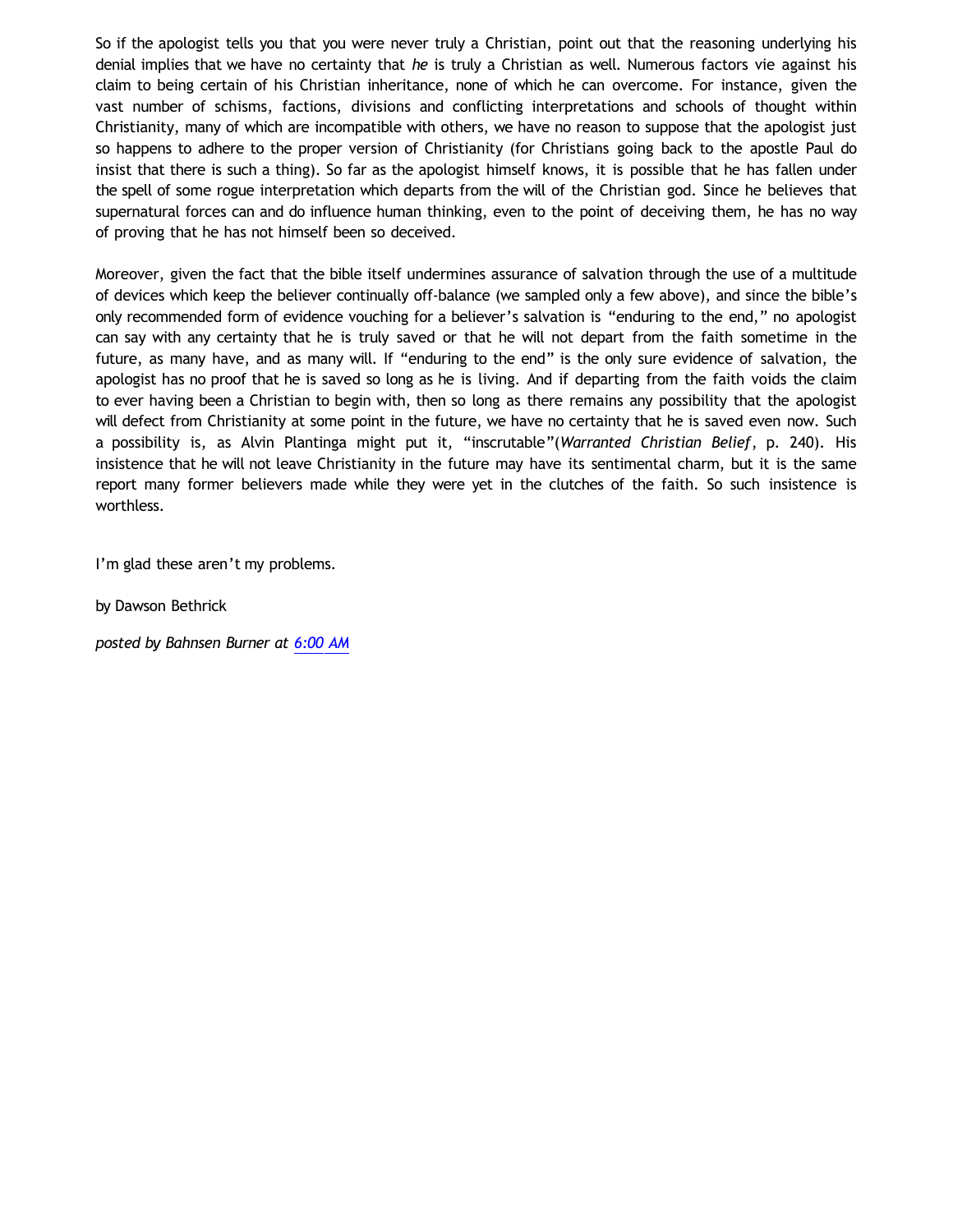So if the apologist tells you that you were never truly a Christian, point out that the reasoning underlying his denial implies that we have no certainty that *he* is truly a Christian as well. Numerous factors vie against his claim to being certain of his Christian inheritance, none of which he can overcome. For instance, given the vast number of schisms, factions, divisions and conflicting interpretations and schools of thought within Christianity, many of which are incompatible with others, we have no reason to suppose that the apologist just so happens to adhere to the proper version of Christianity (for Christians going back to the apostle Paul do insist that there is such a thing). So far as the apologist himself knows, it is possible that he has fallen under the spell of some rogue interpretation which departs from the will of the Christian god. Since he believes that supernatural forces can and do influence human thinking, even to the point of deceiving them, he has no way of proving that he has not himself been so deceived.

Moreover, given the fact that the bible itself undermines assurance of salvation through the use of a multitude of devices which keep the believer continually off-balance (we sampled only a few above), and since the bible's only recommended form of evidence vouching for a believer's salvation is "enduring to the end," no apologist can say with any certainty that he is truly saved or that he will not depart from the faith sometime in the future, as many have, and as many will. If "enduring to the end" is the only sure evidence of salvation, the apologist has no proof that he is saved so long as he is living. And if departing from the faith voids the claim to ever having been a Christian to begin with, then so long as there remains any possibility that the apologist will defect from Christianity at some point in the future, we have no certainty that he is saved even now. Such a possibility is, as Alvin Plantinga might put it, "inscrutable"(*Warranted Christian Belief*, p. 240). His insistence that he will not leave Christianity in the future may have its sentimental charm, but it is the same report many former believers made while they were yet in the clutches of the faith. So such insistence is worthless.

I'm glad these aren't my problems.

by Dawson Bethrick

*posted by Bahnsen Burner at 6:00 AM*